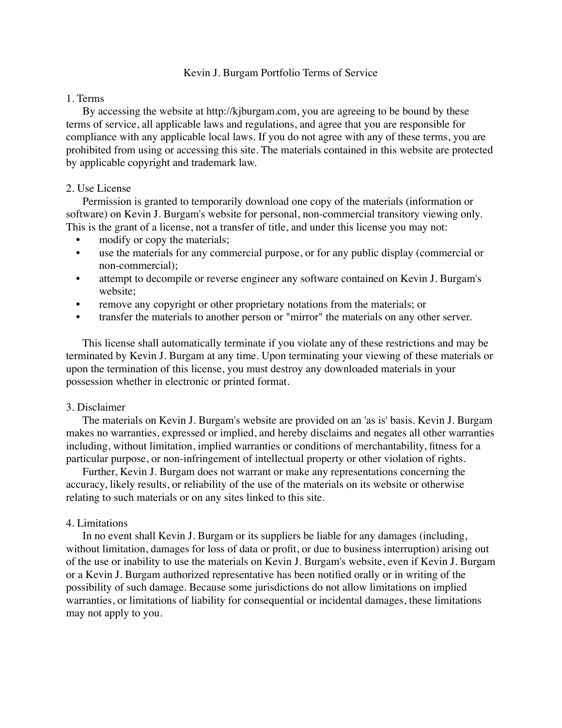# Kevin J. Burgam Portfolio Terms of Service

## 1. Terms

By accessing the website at http://kjburgam.com, you are agreeing to be bound by these terms of service, all applicable laws and regulations, and agree that you are responsible for compliance with any applicable local laws. If you do not agree with any of these terms, you are prohibited from using or accessing this site. The materials contained in this website are protected by applicable copyright and trademark law.

## 2. Use License

Permission is granted to temporarily download one copy of the materials (information or software) on Kevin J. Burgam's website for personal, non-commercial transitory viewing only. This is the grant of a license, not a transfer of title, and under this license you may not:

- modify or copy the materials;
- use the materials for any commercial purpose, or for any public display (commercial or non-commercial);
- attempt to decompile or reverse engineer any software contained on Kevin J. Burgam's website;
- remove any copyright or other proprietary notations from the materials; or
- transfer the materials to another person or "mirror" the materials on any other server.

This license shall automatically terminate if you violate any of these restrictions and may be terminated by Kevin J. Burgam at any time. Upon terminating your viewing of these materials or upon the termination of this license, you must destroy any downloaded materials in your possession whether in electronic or printed format.

## 3. Disclaimer

The materials on Kevin J. Burgam's website are provided on an 'as is' basis. Kevin J. Burgam makes no warranties, expressed or implied, and hereby disclaims and negates all other warranties including, without limitation, implied warranties or conditions of merchantability, fitness for a particular purpose, or non-infringement of intellectual property or other violation of rights.

Further, Kevin J. Burgam does not warrant or make any representations concerning the accuracy, likely results, or reliability of the use of the materials on its website or otherwise relating to such materials or on any sites linked to this site.

## 4. Limitations

In no event shall Kevin J. Burgam or its suppliers be liable for any damages (including, without limitation, damages for loss of data or profit, or due to business interruption) arising out of the use or inability to use the materials on Kevin J. Burgam's website, even if Kevin J. Burgam or a Kevin J. Burgam authorized representative has been notified orally or in writing of the possibility of such damage. Because some jurisdictions do not allow limitations on implied warranties, or limitations of liability for consequential or incidental damages, these limitations may not apply to you.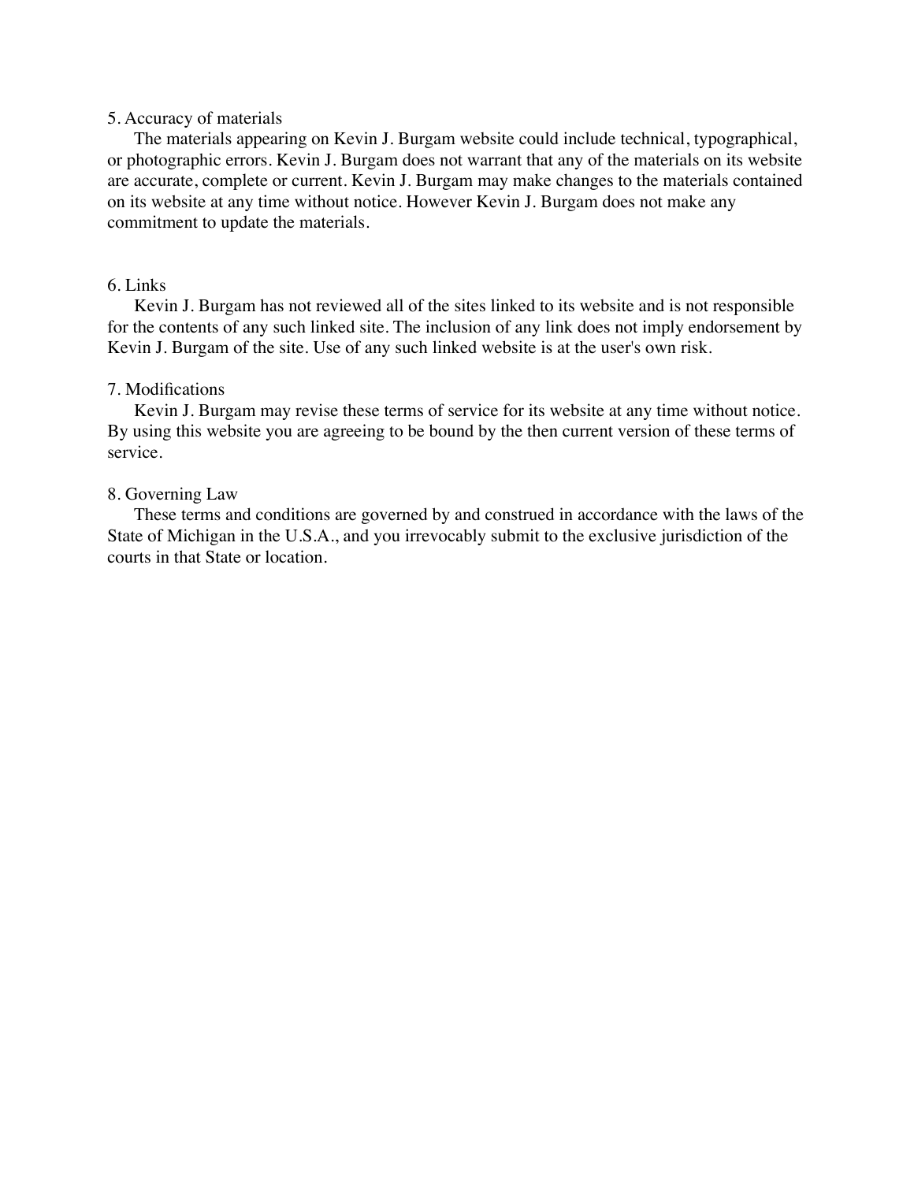## 5. Accuracy of materials

The materials appearing on Kevin J. Burgam website could include technical, typographical, or photographic errors. Kevin J. Burgam does not warrant that any of the materials on its website are accurate, complete or current. Kevin J. Burgam may make changes to the materials contained on its website at any time without notice. However Kevin J. Burgam does not make any commitment to update the materials.

## 6. Links

Kevin J. Burgam has not reviewed all of the sites linked to its website and is not responsible for the contents of any such linked site. The inclusion of any link does not imply endorsement by Kevin J. Burgam of the site. Use of any such linked website is at the user's own risk.

## 7. Modifications

Kevin J. Burgam may revise these terms of service for its website at any time without notice. By using this website you are agreeing to be bound by the then current version of these terms of service.

## 8. Governing Law

These terms and conditions are governed by and construed in accordance with the laws of the State of Michigan in the U.S.A., and you irrevocably submit to the exclusive jurisdiction of the courts in that State or location.